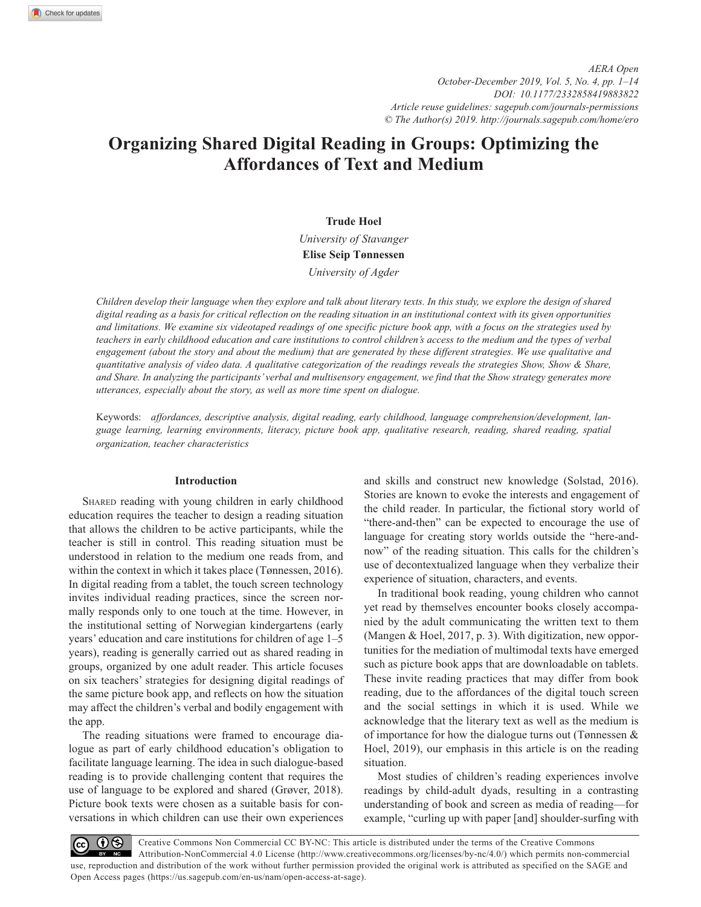# Organizing Shared Digital Reading in Groups: Optimizing the Affordances of Text and Medium

**Trude Hoel**

*University of Stavanger*

**Elise Seip Tønnessen**

*University of Agder*

*Children develop their language when they explore and talk about literary texts. In this study, we explore the design of shared digital reading as a basis for critical reflection on the reading situation in an institutional context with its given opportunities and limitations. We examine six videotaped readings of one specific picture book app, with a focus on the strategies used by teachers in early childhood education and care institutions to control children's access to the medium and the types of verbal engagement (about the story and about the medium) that are generated by these different strategies. We use qualitative and quantitative analysis of video data. A qualitative categorization of the readings reveals the strategies Show, Show & Share, and Share. In analyzing the participants' verbal and multisensory engagement, we find that the Show strategy generates more utterances, especially about the story, as well as more time spent on dialogue.*

Keywords: *affordances, descriptive analysis, digital reading, early childhood, language comprehension/development, language learning, learning environments, literacy, picture book app, qualitative research, reading, shared reading, spatial organization, teacher characteristics*

## Introduction

Shared reading with young children in early childhood education requires the teacher to design a reading situation that allows the children to be active participants, while the teacher is still in control. This reading situation must be understood in relation to the medium one reads from, and within the context in which it takes place (Tønnessen, 2016). In digital reading from a tablet, the touch screen technology invites individual reading practices, since the screen normally responds only to one touch at the time. However, in the institutional setting of Norwegian kindergartens (early years' education and care institutions for children of age 1–5 years), reading is generally carried out as shared reading in groups, organized by one adult reader. This article focuses on six teachers' strategies for designing digital readings of the same picture book app, and reflects on how the situation may affect the children's verbal and bodily engagement with the app.

The reading situations were framed to encourage dialogue as part of early childhood education's obligation to facilitate language learning. The idea in such dialogue-based reading is to provide challenging content that requires the use of language to be explored and shared (Grøver, 2018). Picture book texts were chosen as a suitable basis for conversations in which children can use their own experiences and skills and construct new knowledge (Solstad, 2016). Stories are known to evoke the interests and engagement of the child reader. In particular, the fictional story world of "there-and-then" can be expected to encourage the use of language for creating story worlds outside the "here-and-now" of the reading situation. This calls for the children's use of decontextualized language when they verbalize their experience of situation, characters, and events.

In traditional book reading, young children who cannot yet read by themselves encounter books closely accompanied by the adult communicating the written text to them (Mangen & Hoel, 2017, p. 3). With digitization, new opportunities for the mediation of multimodal texts have emerged such as picture book apps that are downloadable on tablets. These invite reading practices that may differ from book reading, due to the affordances of the digital touch screen and the social settings in which it is used. While we acknowledge that the literary text as well as the medium is of importance for how the dialogue turns out (Tønnessen & Hoel, 2019), our emphasis in this article is on the reading situation.

Most studies of children's reading experiences involve readings by child-adult dyads, resulting in a contrasting understanding of book and screen as media of reading—for example, "curling up with paper [and] shoulder-surfing with

Creative Commons Non Commercial CC BY-NC: This article is distributed under the terms of the Creative Commons Attribution-NonCommercial 4.0 License (http://www.creativecommons.org/licenses/by-nc/4.0/) which permits non-commercial use, reproduction and distribution of the work without further permission provided the original work is attributed as specified on the SAGE and Open Access pages (https://us.sagepub.com/en-us/nam/open-access-at-sage).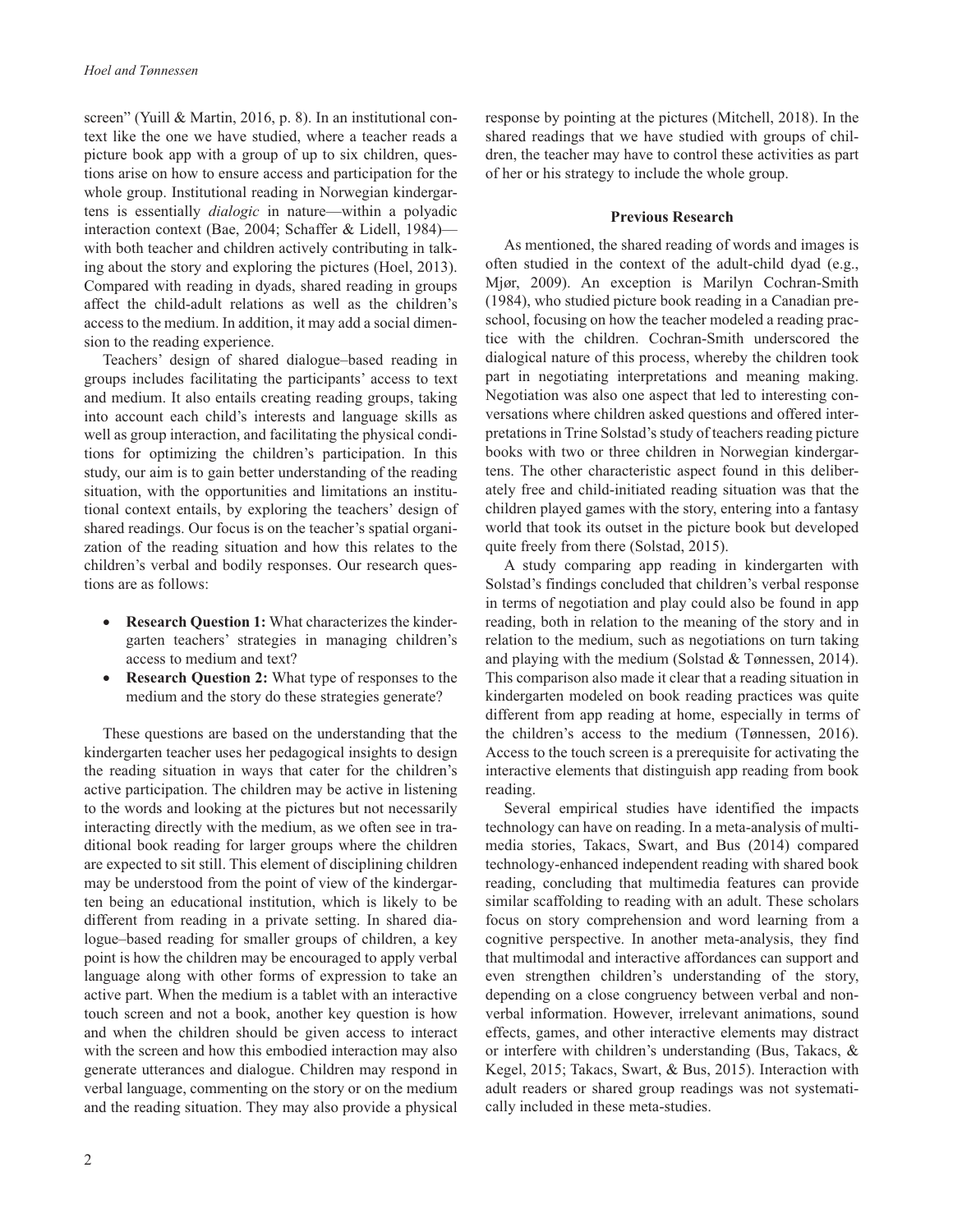screen" (Yuill & Martin, 2016, p. 8). In an institutional context like the one we have studied, where a teacher reads a picture book app with a group of up to six children, questions arise on how to ensure access and participation for the whole group. Institutional reading in Norwegian kindergartens is essentially *dialogic* in nature—within a polyadic interaction context (Bae, 2004; Schaffer & Lidell, 1984)—with both teacher and children actively contributing in talking about the story and exploring the pictures (Hoel, 2013). Compared with reading in dyads, shared reading in groups affect the child-adult relations as well as the children's access to the medium. In addition, it may add a social dimension to the reading experience.

Teachers' design of shared dialogue–based reading in groups includes facilitating the participants' access to text and medium. It also entails creating reading groups, taking into account each child's interests and language skills as well as group interaction, and facilitating the physical conditions for optimizing the children's participation. In this study, our aim is to gain better understanding of the reading situation, with the opportunities and limitations an institutional context entails, by exploring the teachers' design of shared readings. Our focus is on the teacher's spatial organization of the reading situation and how this relates to the children's verbal and bodily responses. Our research questions are as follows:

- **Research Question 1:** What characterizes the kindergarten teachers' strategies in managing children's access to medium and text?
- **Research Question 2:** What type of responses to the medium and the story do these strategies generate?

These questions are based on the understanding that the kindergarten teacher uses her pedagogical insights to design the reading situation in ways that cater for the children's active participation. The children may be active in listening to the words and looking at the pictures but not necessarily interacting directly with the medium, as we often see in traditional book reading for larger groups where the children are expected to sit still. This element of disciplining children may be understood from the point of view of the kindergarten being an educational institution, which is likely to be different from reading in a private setting. In shared dialogue–based reading for smaller groups of children, a key point is how the children may be encouraged to apply verbal language along with other forms of expression to take an active part. When the medium is a tablet with an interactive touch screen and not a book, another key question is how and when the children should be given access to interact with the screen and how this embodied interaction may also generate utterances and dialogue. Children may respond in verbal language, commenting on the story or on the medium and the reading situation. They may also provide a physical response by pointing at the pictures (Mitchell, 2018). In the shared readings that we have studied with groups of children, the teacher may have to control these activities as part of her or his strategy to include the whole group.

## Previous Research

As mentioned, the shared reading of words and images is often studied in the context of the adult-child dyad (e.g., Mjør, 2009). An exception is Marilyn Cochran-Smith (1984), who studied picture book reading in a Canadian preschool, focusing on how the teacher modeled a reading practice with the children. Cochran-Smith underscored the dialogical nature of this process, whereby the children took part in negotiating interpretations and meaning making. Negotiation was also one aspect that led to interesting conversations where children asked questions and offered interpretations in Trine Solstad's study of teachers reading picture books with two or three children in Norwegian kindergartens. The other characteristic aspect found in this deliberately free and child-initiated reading situation was that the children played games with the story, entering into a fantasy world that took its outset in the picture book but developed quite freely from there (Solstad, 2015).

A study comparing app reading in kindergarten with Solstad's findings concluded that children's verbal response in terms of negotiation and play could also be found in app reading, both in relation to the meaning of the story and in relation to the medium, such as negotiations on turn taking and playing with the medium (Solstad & Tønnessen, 2014). This comparison also made it clear that a reading situation in kindergarten modeled on book reading practices was quite different from app reading at home, especially in terms of the children's access to the medium (Tønnessen, 2016). Access to the touch screen is a prerequisite for activating the interactive elements that distinguish app reading from book reading.

Several empirical studies have identified the impacts technology can have on reading. In a meta-analysis of multimedia stories, Takacs, Swart, and Bus (2014) compared technology-enhanced independent reading with shared book reading, concluding that multimedia features can provide similar scaffolding to reading with an adult. These scholars focus on story comprehension and word learning from a cognitive perspective. In another meta-analysis, they find that multimodal and interactive affordances can support and even strengthen children's understanding of the story, depending on a close congruency between verbal and nonverbal information. However, irrelevant animations, sound effects, games, and other interactive elements may distract or interfere with children's understanding (Bus, Takacs, & Kegel, 2015; Takacs, Swart, & Bus, 2015). Interaction with adult readers or shared group readings was not systematically included in these meta-studies.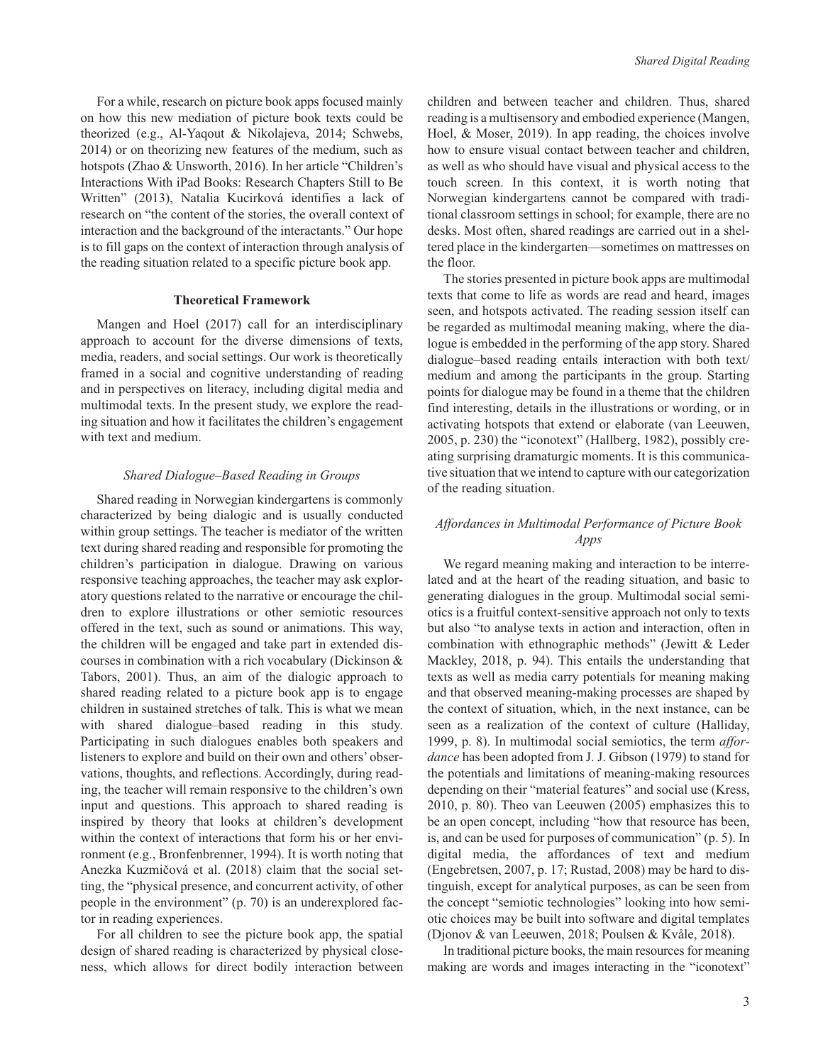For a while, research on picture book apps focused mainly on how this new mediation of picture book texts could be theorized (e.g., Al-Yaqout & Nikolajeva, 2014; Schwebs, 2014) or on theorizing new features of the medium, such as hotspots (Zhao & Unsworth, 2016). In her article "Children's Interactions With iPad Books: Research Chapters Still to Be Written" (2013), Natalia Kucirková identifies a lack of research on "the content of the stories, the overall context of interaction and the background of the interactants." Our hope is to fill gaps on the context of interaction through analysis of the reading situation related to a specific picture book app.

## Theoretical Framework

Mangen and Hoel (2017) call for an interdisciplinary approach to account for the diverse dimensions of texts, media, readers, and social settings. Our work is theoretically framed in a social and cognitive understanding of reading and in perspectives on literacy, including digital media and multimodal texts. In the present study, we explore the reading situation and how it facilitates the children's engagement with text and medium.

### *Shared Dialogue–Based Reading in Groups*

Shared reading in Norwegian kindergartens is commonly characterized by being dialogic and is usually conducted within group settings. The teacher is mediator of the written text during shared reading and responsible for promoting the children's participation in dialogue. Drawing on various responsive teaching approaches, the teacher may ask exploratory questions related to the narrative or encourage the children to explore illustrations or other semiotic resources offered in the text, such as sound or animations. This way, the children will be engaged and take part in extended discourses in combination with a rich vocabulary (Dickinson & Tabors, 2001). Thus, an aim of the dialogic approach to shared reading related to a picture book app is to engage children in sustained stretches of talk. This is what we mean with shared dialogue–based reading in this study. Participating in such dialogues enables both speakers and listeners to explore and build on their own and others' observations, thoughts, and reflections. Accordingly, during reading, the teacher will remain responsive to the children's own input and questions. This approach to shared reading is inspired by theory that looks at children's development within the context of interactions that form his or her environment (e.g., Bronfenbrenner, 1994). It is worth noting that Anezka Kuzmičová et al. (2018) claim that the social setting, the "physical presence, and concurrent activity, of other people in the environment" (p. 70) is an underexplored factor in reading experiences.

For all children to see the picture book app, the spatial design of shared reading is characterized by physical closeness, which allows for direct bodily interaction between children and between teacher and children. Thus, shared reading is a multisensory and embodied experience (Mangen, Hoel, & Moser, 2019). In app reading, the choices involve how to ensure visual contact between teacher and children, as well as who should have visual and physical access to the touch screen. In this context, it is worth noting that Norwegian kindergartens cannot be compared with traditional classroom settings in school; for example, there are no desks. Most often, shared readings are carried out in a sheltered place in the kindergarten—sometimes on mattresses on the floor.

The stories presented in picture book apps are multimodal texts that come to life as words are read and heard, images seen, and hotspots activated. The reading session itself can be regarded as multimodal meaning making, where the dialogue is embedded in the performing of the app story. Shared dialogue–based reading entails interaction with both text/medium and among the participants in the group. Starting points for dialogue may be found in a theme that the children find interesting, details in the illustrations or wording, or in activating hotspots that extend or elaborate (van Leeuwen, 2005, p. 230) the "iconotext" (Hallberg, 1982), possibly creating surprising dramaturgic moments. It is this communicative situation that we intend to capture with our categorization of the reading situation.

### *Affordances in Multimodal Performance of Picture Book Apps*

We regard meaning making and interaction to be interrelated and at the heart of the reading situation, and basic to generating dialogues in the group. Multimodal social semiotics is a fruitful context-sensitive approach not only to texts but also "to analyse texts in action and interaction, often in combination with ethnographic methods" (Jewitt & Leder Mackley, 2018, p. 94). This entails the understanding that texts as well as media carry potentials for meaning making and that observed meaning-making processes are shaped by the context of situation, which, in the next instance, can be seen as a realization of the context of culture (Halliday, 1999, p. 8). In multimodal social semiotics, the term *affordance* has been adopted from J. J. Gibson (1979) to stand for the potentials and limitations of meaning-making resources depending on their "material features" and social use (Kress, 2010, p. 80). Theo van Leeuwen (2005) emphasizes this to be an open concept, including "how that resource has been, is, and can be used for purposes of communication" (p. 5). In digital media, the affordances of text and medium (Engebretsen, 2007, p. 17; Rustad, 2008) may be hard to distinguish, except for analytical purposes, as can be seen from the concept "semiotic technologies" looking into how semiotic choices may be built into software and digital templates (Djonov & van Leeuwen, 2018; Poulsen & Kvåle, 2018).

In traditional picture books, the main resources for meaning making are words and images interacting in the "iconotext"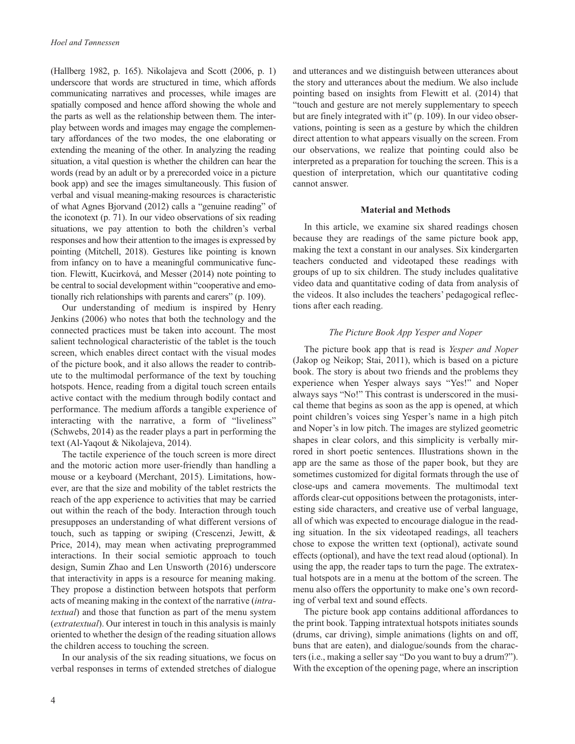(Hallberg 1982, p. 165). Nikolajeva and Scott (2006, p. 1) underscore that words are structured in time, which affords communicating narratives and processes, while images are spatially composed and hence afford showing the whole and the parts as well as the relationship between them. The interplay between words and images may engage the complementary affordances of the two modes, the one elaborating or extending the meaning of the other. In analyzing the reading situation, a vital question is whether the children can hear the words (read by an adult or by a prerecorded voice in a picture book app) and see the images simultaneously. This fusion of verbal and visual meaning-making resources is characteristic of what Agnes Bjorvand (2012) calls a "genuine reading" of the iconotext (p. 71). In our video observations of six reading situations, we pay attention to both the children's verbal responses and how their attention to the images is expressed by pointing (Mitchell, 2018). Gestures like pointing is known from infancy on to have a meaningful communicative function. Flewitt, Kucirková, and Messer (2014) note pointing to be central to social development within "cooperative and emotionally rich relationships with parents and carers" (p. 109).

Our understanding of medium is inspired by Henry Jenkins (2006) who notes that both the technology and the connected practices must be taken into account. The most salient technological characteristic of the tablet is the touch screen, which enables direct contact with the visual modes of the picture book, and it also allows the reader to contribute to the multimodal performance of the text by touching hotspots. Hence, reading from a digital touch screen entails active contact with the medium through bodily contact and performance. The medium affords a tangible experience of interacting with the narrative, a form of "liveliness" (Schwebs, 2014) as the reader plays a part in performing the text (Al-Yaqout & Nikolajeva, 2014).

The tactile experience of the touch screen is more direct and the motoric action more user-friendly than handling a mouse or a keyboard (Merchant, 2015). Limitations, however, are that the size and mobility of the tablet restricts the reach of the app experience to activities that may be carried out within the reach of the body. Interaction through touch presupposes an understanding of what different versions of touch, such as tapping or swiping (Crescenzi, Jewitt, & Price, 2014), may mean when activating preprogrammed interactions. In their social semiotic approach to touch design, Sumin Zhao and Len Unsworth (2016) underscore that interactivity in apps is a resource for meaning making. They propose a distinction between hotspots that perform acts of meaning making in the context of the narrative (*intratextual*) and those that function as part of the menu system (*extratextual*). Our interest in touch in this analysis is mainly oriented to whether the design of the reading situation allows the children access to touching the screen.

In our analysis of the six reading situations, we focus on verbal responses in terms of extended stretches of dialogue and utterances and we distinguish between utterances about the story and utterances about the medium. We also include pointing based on insights from Flewitt et al. (2014) that "touch and gesture are not merely supplementary to speech but are finely integrated with it" (p. 109). In our video observations, pointing is seen as a gesture by which the children direct attention to what appears visually on the screen. From our observations, we realize that pointing could also be interpreted as a preparation for touching the screen. This is a question of interpretation, which our quantitative coding cannot answer.

## Material and Methods

In this article, we examine six shared readings chosen because they are readings of the same picture book app, making the text a constant in our analyses. Six kindergarten teachers conducted and videotaped these readings with groups of up to six children. The study includes qualitative video data and quantitative coding of data from analysis of the videos. It also includes the teachers' pedagogical reflections after each reading.

### *The Picture Book App Yesper and Noper*

The picture book app that is read is *Yesper and Noper* (Jakop og Neikop; Stai, 2011), which is based on a picture book. The story is about two friends and the problems they experience when Yesper always says "Yes!" and Noper always says "No!" This contrast is underscored in the musical theme that begins as soon as the app is opened, at which point children's voices sing Yesper's name in a high pitch and Noper's in low pitch. The images are stylized geometric shapes in clear colors, and this simplicity is verbally mirrored in short poetic sentences. Illustrations shown in the app are the same as those of the paper book, but they are sometimes customized for digital formats through the use of close-ups and camera movements. The multimodal text affords clear-cut oppositions between the protagonists, interesting side characters, and creative use of verbal language, all of which was expected to encourage dialogue in the reading situation. In the six videotaped readings, all teachers chose to expose the written text (optional), activate sound effects (optional), and have the text read aloud (optional). In using the app, the reader taps to turn the page. The extratextual hotspots are in a menu at the bottom of the screen. The menu also offers the opportunity to make one's own recording of verbal text and sound effects.

The picture book app contains additional affordances to the print book. Tapping intratextual hotspots initiates sounds (drums, car driving), simple animations (lights on and off, buns that are eaten), and dialogue/sounds from the characters (i.e., making a seller say "Do you want to buy a drum?"). With the exception of the opening page, where an inscription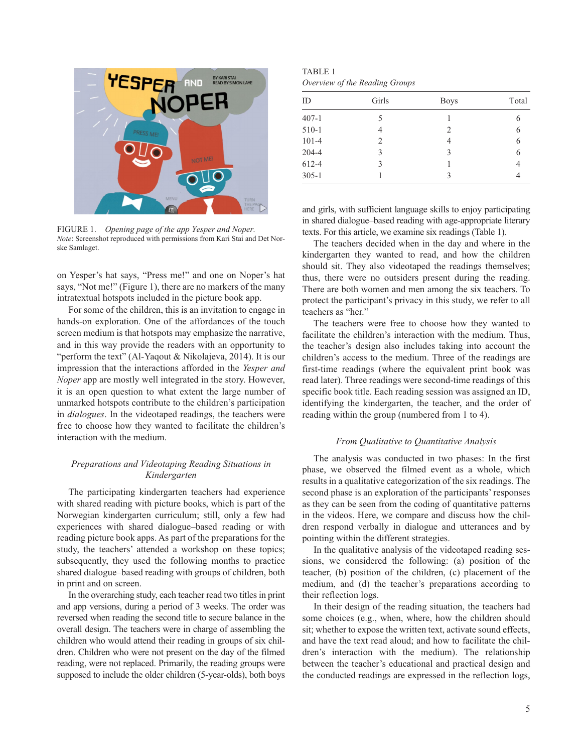FIGURE 1. *Opening page of the app Yesper and Noper.*
*Note*: Screenshot reproduced with permissions from Kari Stai and Det Norske Samlaget.

on Yesper's hat says, "Press me!" and one on Noper's hat says, "Not me!" (Figure 1), there are no markers of the many intratextual hotspots included in the picture book app.

For some of the children, this is an invitation to engage in hands-on exploration. One of the affordances of the touch screen medium is that hotspots may emphasize the narrative, and in this way provide the readers with an opportunity to "perform the text" (Al-Yaqout & Nikolajeva, 2014). It is our impression that the interactions afforded in the *Yesper and Noper* app are mostly well integrated in the story. However, it is an open question to what extent the large number of unmarked hotspots contribute to the children's participation in *dialogues*. In the videotaped readings, the teachers were free to choose how they wanted to facilitate the children's interaction with the medium.

### *Preparations and Videotaping Reading Situations in Kindergarten*

The participating kindergarten teachers had experience with shared reading with picture books, which is part of the Norwegian kindergarten curriculum; still, only a few had experiences with shared dialogue–based reading or with reading picture book apps. As part of the preparations for the study, the teachers' attended a workshop on these topics; subsequently, they used the following months to practice shared dialogue–based reading with groups of children, both in print and on screen.

In the overarching study, each teacher read two titles in print and app versions, during a period of 3 weeks. The order was reversed when reading the second title to secure balance in the overall design. The teachers were in charge of assembling the children who would attend their reading in groups of six children. Children who were not present on the day of the filmed reading, were not replaced. Primarily, the reading groups were supposed to include the older children (5-year-olds), both boys

TABLE 1
*Overview of the Reading Groups*

| ID | Girls | Boys | Total |
|---|---|---|---|
| 407-1 | 5 | 1 | 6 |
| 510-1 | 4 | 2 | 6 |
| 101-4 | 2 | 4 | 6 |
| 204-4 | 3 | 3 | 6 |
| 612-4 | 3 | 1 | 4 |
| 305-1 | 1 | 3 | 4 |

and girls, with sufficient language skills to enjoy participating in shared dialogue–based reading with age-appropriate literary texts. For this article, we examine six readings (Table 1).

The teachers decided when in the day and where in the kindergarten they wanted to read, and how the children should sit. They also videotaped the readings themselves; thus, there were no outsiders present during the reading. There are both women and men among the six teachers. To protect the participant's privacy in this study, we refer to all teachers as "her."

The teachers were free to choose how they wanted to facilitate the children's interaction with the medium. Thus, the teacher's design also includes taking into account the children's access to the medium. Three of the readings are first-time readings (where the equivalent print book was read later). Three readings were second-time readings of this specific book title. Each reading session was assigned an ID, identifying the kindergarten, the teacher, and the order of reading within the group (numbered from 1 to 4).

### *From Qualitative to Quantitative Analysis*

The analysis was conducted in two phases: In the first phase, we observed the filmed event as a whole, which results in a qualitative categorization of the six readings. The second phase is an exploration of the participants' responses as they can be seen from the coding of quantitative patterns in the videos. Here, we compare and discuss how the children respond verbally in dialogue and utterances and by pointing within the different strategies.

In the qualitative analysis of the videotaped reading sessions, we considered the following: (a) position of the teacher, (b) position of the children, (c) placement of the medium, and (d) the teacher's preparations according to their reflection logs.

In their design of the reading situation, the teachers had some choices (e.g., when, where, how the children should sit; whether to expose the written text, activate sound effects, and have the text read aloud; and how to facilitate the children's interaction with the medium). The relationship between the teacher's educational and practical design and the conducted readings are expressed in the reflection logs,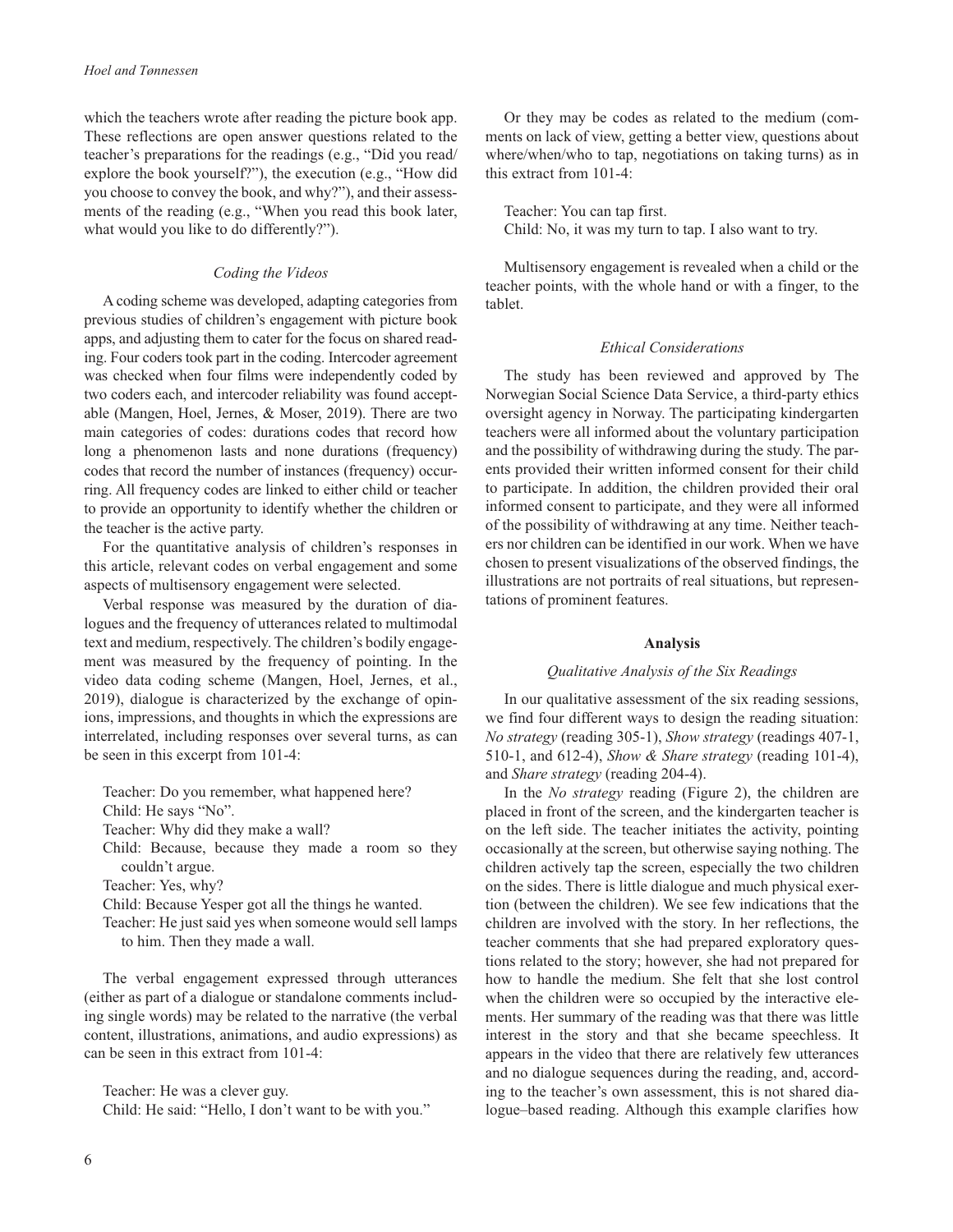which the teachers wrote after reading the picture book app. These reflections are open answer questions related to the teacher's preparations for the readings (e.g., "Did you read/explore the book yourself?"), the execution (e.g., "How did you choose to convey the book, and why?"), and their assessments of the reading (e.g., "When you read this book later, what would you like to do differently?").

### *Coding the Videos*

A coding scheme was developed, adapting categories from previous studies of children's engagement with picture book apps, and adjusting them to cater for the focus on shared reading. Four coders took part in the coding. Intercoder agreement was checked when four films were independently coded by two coders each, and intercoder reliability was found acceptable (Mangen, Hoel, Jernes, & Moser, 2019). There are two main categories of codes: durations codes that record how long a phenomenon lasts and none durations (frequency) codes that record the number of instances (frequency) occurring. All frequency codes are linked to either child or teacher to provide an opportunity to identify whether the children or the teacher is the active party.

For the quantitative analysis of children's responses in this article, relevant codes on verbal engagement and some aspects of multisensory engagement were selected.

Verbal response was measured by the duration of dialogues and the frequency of utterances related to multimodal text and medium, respectively. The children's bodily engagement was measured by the frequency of pointing. In the video data coding scheme (Mangen, Hoel, Jernes, et al., 2019), dialogue is characterized by the exchange of opinions, impressions, and thoughts in which the expressions are interrelated, including responses over several turns, as can be seen in this excerpt from 101-4:

> Teacher: Do you remember, what happened here?
> Child: He says "No".
> Teacher: Why did they make a wall?
> Child: Because, because they made a room so they couldn't argue.
> Teacher: Yes, why?
> Child: Because Yesper got all the things he wanted.
> Teacher: He just said yes when someone would sell lamps to him. Then they made a wall.

The verbal engagement expressed through utterances (either as part of a dialogue or standalone comments including single words) may be related to the narrative (the verbal content, illustrations, animations, and audio expressions) as can be seen in this extract from 101-4:

> Teacher: He was a clever guy.
> Child: He said: "Hello, I don't want to be with you."

Or they may be codes as related to the medium (comments on lack of view, getting a better view, questions about where/when/who to tap, negotiations on taking turns) as in this extract from 101-4:

> Teacher: You can tap first.
> Child: No, it was my turn to tap. I also want to try.

Multisensory engagement is revealed when a child or the teacher points, with the whole hand or with a finger, to the tablet.

### *Ethical Considerations*

The study has been reviewed and approved by The Norwegian Social Science Data Service, a third-party ethics oversight agency in Norway. The participating kindergarten teachers were all informed about the voluntary participation and the possibility of withdrawing during the study. The parents provided their written informed consent for their child to participate. In addition, the children provided their oral informed consent to participate, and they were all informed of the possibility of withdrawing at any time. Neither teachers nor children can be identified in our work. When we have chosen to present visualizations of the observed findings, the illustrations are not portraits of real situations, but representations of prominent features.

## **Analysis**

### *Qualitative Analysis of the Six Readings*

In our qualitative assessment of the six reading sessions, we find four different ways to design the reading situation: *No strategy* (reading 305-1), *Show strategy* (readings 407-1, 510-1, and 612-4), *Show & Share strategy* (reading 101-4), and *Share strategy* (reading 204-4).

In the *No strategy* reading (Figure 2), the children are placed in front of the screen, and the kindergarten teacher is on the left side. The teacher initiates the activity, pointing occasionally at the screen, but otherwise saying nothing. The children actively tap the screen, especially the two children on the sides. There is little dialogue and much physical exertion (between the children). We see few indications that the children are involved with the story. In her reflections, the teacher comments that she had prepared exploratory questions related to the story; however, she had not prepared for how to handle the medium. She felt that she lost control when the children were so occupied by the interactive elements. Her summary of the reading was that there was little interest in the story and that she became speechless. It appears in the video that there are relatively few utterances and no dialogue sequences during the reading, and, according to the teacher's own assessment, this is not shared dialogue–based reading. Although this example clarifies how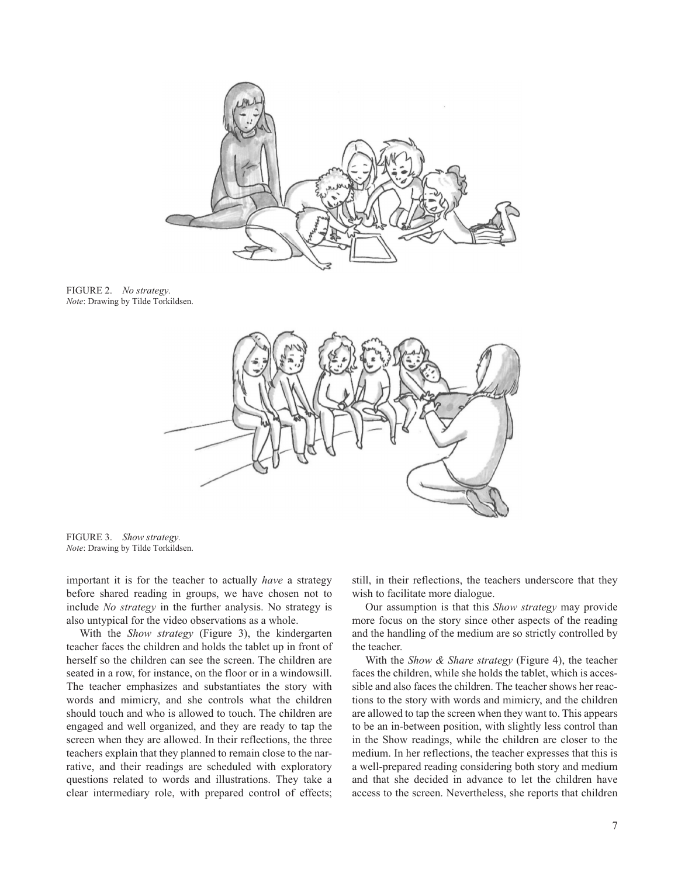FIGURE 2. *No strategy.*
*Note*: Drawing by Tilde Torkildsen.

FIGURE 3. *Show strategy.*
*Note*: Drawing by Tilde Torkildsen.

important it is for the teacher to actually *have* a strategy before shared reading in groups, we have chosen not to include *No strategy* in the further analysis. No strategy is also untypical for the video observations as a whole.

With the *Show strategy* (Figure 3), the kindergarten teacher faces the children and holds the tablet up in front of herself so the children can see the screen. The children are seated in a row, for instance, on the floor or in a windowsill. The teacher emphasizes and substantiates the story with words and mimicry, and she controls what the children should touch and who is allowed to touch. The children are engaged and well organized, and they are ready to tap the screen when they are allowed. In their reflections, the three teachers explain that they planned to remain close to the narrative, and their readings are scheduled with exploratory questions related to words and illustrations. They take a clear intermediary role, with prepared control of effects; still, in their reflections, the teachers underscore that they wish to facilitate more dialogue.

Our assumption is that this *Show strategy* may provide more focus on the story since other aspects of the reading and the handling of the medium are so strictly controlled by the teacher.

With the *Show & Share strategy* (Figure 4), the teacher faces the children, while she holds the tablet, which is accessible and also faces the children. The teacher shows her reactions to the story with words and mimicry, and the children are allowed to tap the screen when they want to. This appears to be an in-between position, with slightly less control than in the Show readings, while the children are closer to the medium. In her reflections, the teacher expresses that this is a well-prepared reading considering both story and medium and that she decided in advance to let the children have access to the screen. Nevertheless, she reports that children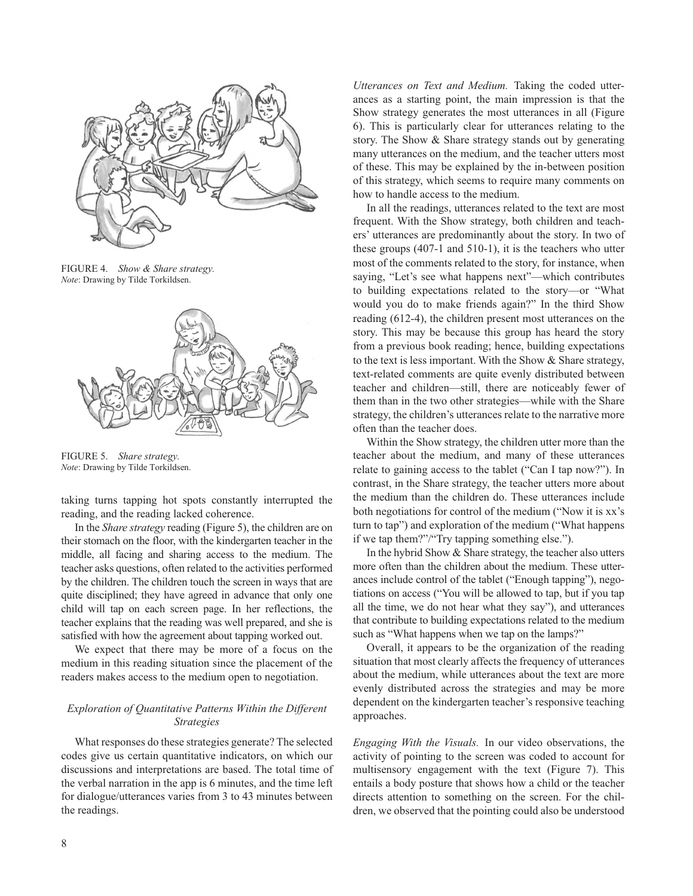FIGURE 4. *Show & Share strategy.*
*Note*: Drawing by Tilde Torkildsen.

FIGURE 5. *Share strategy.*
*Note*: Drawing by Tilde Torkildsen.

taking turns tapping hot spots constantly interrupted the reading, and the reading lacked coherence.

In the *Share strategy* reading (Figure 5), the children are on their stomach on the floor, with the kindergarten teacher in the middle, all facing and sharing access to the medium. The teacher asks questions, often related to the activities performed by the children. The children touch the screen in ways that are quite disciplined; they have agreed in advance that only one child will tap on each screen page. In her reflections, the teacher explains that the reading was well prepared, and she is satisfied with how the agreement about tapping worked out.

We expect that there may be more of a focus on the medium in this reading situation since the placement of the readers makes access to the medium open to negotiation.

### *Exploration of Quantitative Patterns Within the Different Strategies*

What responses do these strategies generate? The selected codes give us certain quantitative indicators, on which our discussions and interpretations are based. The total time of the verbal narration in the app is 6 minutes, and the time left for dialogue/utterances varies from 3 to 43 minutes between the readings.

*Utterances on Text and Medium.* Taking the coded utterances as a starting point, the main impression is that the Show strategy generates the most utterances in all (Figure 6). This is particularly clear for utterances relating to the story. The Show & Share strategy stands out by generating many utterances on the medium, and the teacher utters most of these. This may be explained by the in-between position of this strategy, which seems to require many comments on how to handle access to the medium.

In all the readings, utterances related to the text are most frequent. With the Show strategy, both children and teachers' utterances are predominantly about the story. In two of these groups (407-1 and 510-1), it is the teachers who utter most of the comments related to the story, for instance, when saying, "Let's see what happens next"—which contributes to building expectations related to the story—or "What would you do to make friends again?" In the third Show reading (612-4), the children present most utterances on the story. This may be because this group has heard the story from a previous book reading; hence, building expectations to the text is less important. With the Show & Share strategy, text-related comments are quite evenly distributed between teacher and children—still, there are noticeably fewer of them than in the two other strategies—while with the Share strategy, the children's utterances relate to the narrative more often than the teacher does.

Within the Show strategy, the children utter more than the teacher about the medium, and many of these utterances relate to gaining access to the tablet ("Can I tap now?"). In contrast, in the Share strategy, the teacher utters more about the medium than the children do. These utterances include both negotiations for control of the medium ("Now it is xx's turn to tap") and exploration of the medium ("What happens if we tap them?"/"Try tapping something else.").

In the hybrid Show & Share strategy, the teacher also utters more often than the children about the medium. These utterances include control of the tablet ("Enough tapping"), negotiations on access ("You will be allowed to tap, but if you tap all the time, we do not hear what they say"), and utterances that contribute to building expectations related to the medium such as "What happens when we tap on the lamps?"

Overall, it appears to be the organization of the reading situation that most clearly affects the frequency of utterances about the medium, while utterances about the text are more evenly distributed across the strategies and may be more dependent on the kindergarten teacher's responsive teaching approaches.

*Engaging With the Visuals.* In our video observations, the activity of pointing to the screen was coded to account for multisensory engagement with the text (Figure 7). This entails a body posture that shows how a child or the teacher directs attention to something on the screen. For the children, we observed that the pointing could also be understood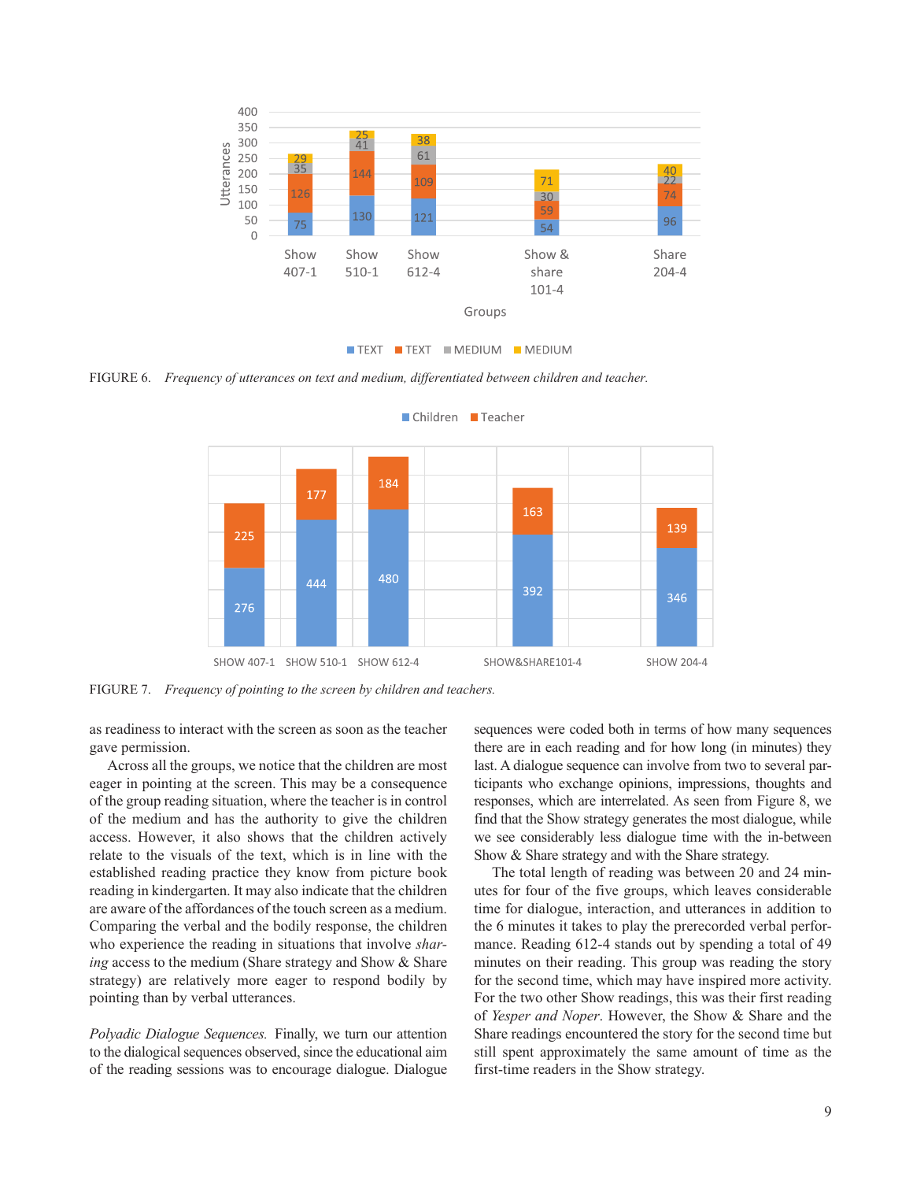400
350
300
250
200
150
100
50
0

Utterances

29
35
126
75

25
41
144
130

38
61
109
121

71
30
59
54

40
22
74
96

Show 407-1 Show 510-1 Show 612-4 Show & share 101-4 Share 204-4

Groups

TEXT TEXT MEDIUM MEDIUM

FIGURE 6. *Frequency of utterances on text and medium, differentiated between children and teacher.*

Children Teacher

225
276

177
444

184
480

163
392

139
346

SHOW 407-1 SHOW 510-1 SHOW 612-4 SHOW&SHARE101-4 SHOW 204-4

FIGURE 7. *Frequency of pointing to the screen by children and teachers.*

as readiness to interact with the screen as soon as the teacher gave permission.

Across all the groups, we notice that the children are most eager in pointing at the screen. This may be a consequence of the group reading situation, where the teacher is in control of the medium and has the authority to give the children access. However, it also shows that the children actively relate to the visuals of the text, which is in line with the established reading practice they know from picture book reading in kindergarten. It may also indicate that the children are aware of the affordances of the touch screen as a medium. Comparing the verbal and the bodily response, the children who experience the reading in situations that involve *sharing* access to the medium (Share strategy and Show & Share strategy) are relatively more eager to respond bodily by pointing than by verbal utterances.

*Polyadic Dialogue Sequences.* Finally, we turn our attention to the dialogical sequences observed, since the educational aim of the reading sessions was to encourage dialogue. Dialogue sequences were coded both in terms of how many sequences there are in each reading and for how long (in minutes) they last. A dialogue sequence can involve from two to several participants who exchange opinions, impressions, thoughts and responses, which are interrelated. As seen from Figure 8, we find that the Show strategy generates the most dialogue, while we see considerably less dialogue time with the in-between Show & Share strategy and with the Share strategy.

The total length of reading was between 20 and 24 minutes for four of the five groups, which leaves considerable time for dialogue, interaction, and utterances in addition to the 6 minutes it takes to play the prerecorded verbal performance. Reading 612-4 stands out by spending a total of 49 minutes on their reading. This group was reading the story for the second time, which may have inspired more activity. For the two other Show readings, this was their first reading of *Yesper and Noper*. However, the Show & Share and the Share readings encountered the story for the second time but still spent approximately the same amount of time as the first-time readers in the Show strategy.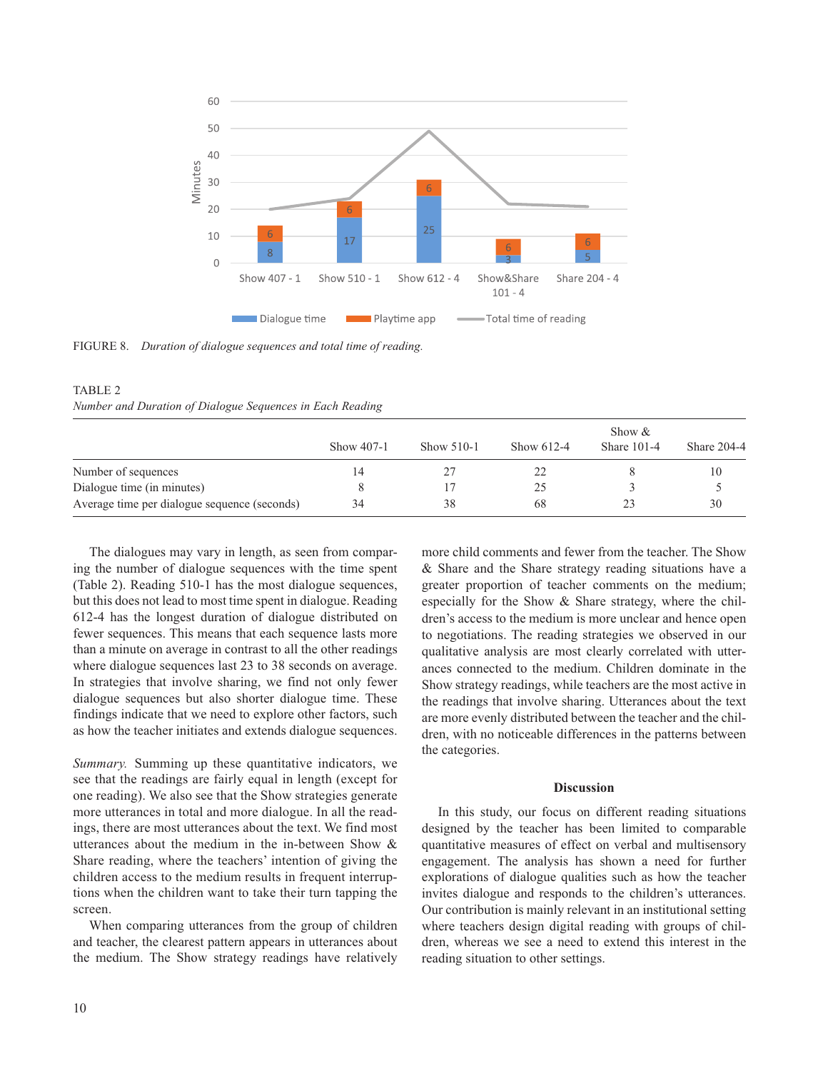FIGURE 8. *Duration of dialogue sequences and total time of reading.*

TABLE 2
*Number and Duration of Dialogue Sequences in Each Reading*

| | Show 407-1 | Show 510-1 | Show 612-4 | Show & Share 101-4 | Share 204-4 |
|---|---|---|---|---|---|
| Number of sequences | 14 | 27 | 22 | 8 | 10 |
| Dialogue time (in minutes) | 8 | 17 | 25 | 3 | 5 |
| Average time per dialogue sequence (seconds) | 34 | 38 | 68 | 23 | 30 |

The dialogues may vary in length, as seen from comparing the number of dialogue sequences with the time spent (Table 2). Reading 510-1 has the most dialogue sequences, but this does not lead to most time spent in dialogue. Reading 612-4 has the longest duration of dialogue distributed on fewer sequences. This means that each sequence lasts more than a minute on average in contrast to all the other readings where dialogue sequences last 23 to 38 seconds on average. In strategies that involve sharing, we find not only fewer dialogue sequences but also shorter dialogue time. These findings indicate that we need to explore other factors, such as how the teacher initiates and extends dialogue sequences.

*Summary.* Summing up these quantitative indicators, we see that the readings are fairly equal in length (except for one reading). We also see that the Show strategies generate more utterances in total and more dialogue. In all the readings, there are most utterances about the text. We find most utterances about the medium in the in-between Show & Share reading, where the teachers' intention of giving the children access to the medium results in frequent interruptions when the children want to take their turn tapping the screen.

When comparing utterances from the group of children and teacher, the clearest pattern appears in utterances about the medium. The Show strategy readings have relatively more child comments and fewer from the teacher. The Show & Share and the Share strategy reading situations have a greater proportion of teacher comments on the medium; especially for the Show & Share strategy, where the children's access to the medium is more unclear and hence open to negotiations. The reading strategies we observed in our qualitative analysis are most clearly correlated with utterances connected to the medium. Children dominate in the Show strategy readings, while teachers are the most active in the readings that involve sharing. Utterances about the text are more evenly distributed between the teacher and the children, with no noticeable differences in the patterns between the categories.

## Discussion

In this study, our focus on different reading situations designed by the teacher has been limited to comparable quantitative measures of effect on verbal and multisensory engagement. The analysis has shown a need for further explorations of dialogue qualities such as how the teacher invites dialogue and responds to the children's utterances. Our contribution is mainly relevant in an institutional setting where teachers design digital reading with groups of children, whereas we see a need to extend this interest in the reading situation to other settings.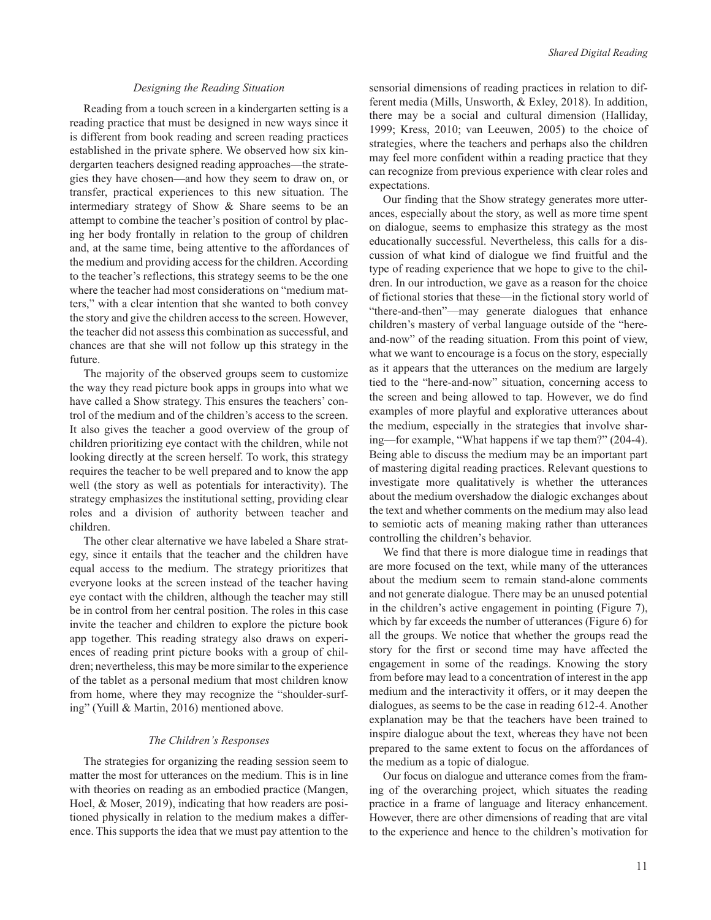### *Designing the Reading Situation*

Reading from a touch screen in a kindergarten setting is a reading practice that must be designed in new ways since it is different from book reading and screen reading practices established in the private sphere. We observed how six kindergarten teachers designed reading approaches—the strategies they have chosen—and how they seem to draw on, or transfer, practical experiences to this new situation. The intermediary strategy of Show & Share seems to be an attempt to combine the teacher's position of control by placing her body frontally in relation to the group of children and, at the same time, being attentive to the affordances of the medium and providing access for the children. According to the teacher's reflections, this strategy seems to be the one where the teacher had most considerations on "medium matters," with a clear intention that she wanted to both convey the story and give the children access to the screen. However, the teacher did not assess this combination as successful, and chances are that she will not follow up this strategy in the future.

The majority of the observed groups seem to customize the way they read picture book apps in groups into what we have called a Show strategy. This ensures the teachers' control of the medium and of the children's access to the screen. It also gives the teacher a good overview of the group of children prioritizing eye contact with the children, while not looking directly at the screen herself. To work, this strategy requires the teacher to be well prepared and to know the app well (the story as well as potentials for interactivity). The strategy emphasizes the institutional setting, providing clear roles and a division of authority between teacher and children.

The other clear alternative we have labeled a Share strategy, since it entails that the teacher and the children have equal access to the medium. The strategy prioritizes that everyone looks at the screen instead of the teacher having eye contact with the children, although the teacher may still be in control from her central position. The roles in this case invite the teacher and children to explore the picture book app together. This reading strategy also draws on experiences of reading print picture books with a group of children; nevertheless, this may be more similar to the experience of the tablet as a personal medium that most children know from home, where they may recognize the "shoulder-surfing" (Yuill & Martin, 2016) mentioned above.

### *The Children's Responses*

The strategies for organizing the reading session seem to matter the most for utterances on the medium. This is in line with theories on reading as an embodied practice (Mangen, Hoel, & Moser, 2019), indicating that how readers are positioned physically in relation to the medium makes a difference. This supports the idea that we must pay attention to the sensorial dimensions of reading practices in relation to different media (Mills, Unsworth, & Exley, 2018). In addition, there may be a social and cultural dimension (Halliday, 1999; Kress, 2010; van Leeuwen, 2005) to the choice of strategies, where the teachers and perhaps also the children may feel more confident within a reading practice that they can recognize from previous experience with clear roles and expectations.

Our finding that the Show strategy generates more utterances, especially about the story, as well as more time spent on dialogue, seems to emphasize this strategy as the most educationally successful. Nevertheless, this calls for a discussion of what kind of dialogue we find fruitful and the type of reading experience that we hope to give to the children. In our introduction, we gave as a reason for the choice of fictional stories that these—in the fictional story world of "there-and-then"—may generate dialogues that enhance children's mastery of verbal language outside of the "here-and-now" of the reading situation. From this point of view, what we want to encourage is a focus on the story, especially as it appears that the utterances on the medium are largely tied to the "here-and-now" situation, concerning access to the screen and being allowed to tap. However, we do find examples of more playful and explorative utterances about the medium, especially in the strategies that involve sharing—for example, "What happens if we tap them?" (204-4). Being able to discuss the medium may be an important part of mastering digital reading practices. Relevant questions to investigate more qualitatively is whether the utterances about the medium overshadow the dialogic exchanges about the text and whether comments on the medium may also lead to semiotic acts of meaning making rather than utterances controlling the children's behavior.

We find that there is more dialogue time in readings that are more focused on the text, while many of the utterances about the medium seem to remain stand-alone comments and not generate dialogue. There may be an unused potential in the children's active engagement in pointing (Figure 7), which by far exceeds the number of utterances (Figure 6) for all the groups. We notice that whether the groups read the story for the first or second time may have affected the engagement in some of the readings. Knowing the story from before may lead to a concentration of interest in the app medium and the interactivity it offers, or it may deepen the dialogues, as seems to be the case in reading 612-4. Another explanation may be that the teachers have been trained to inspire dialogue about the text, whereas they have not been prepared to the same extent to focus on the affordances of the medium as a topic of dialogue.

Our focus on dialogue and utterance comes from the framing of the overarching project, which situates the reading practice in a frame of language and literacy enhancement. However, there are other dimensions of reading that are vital to the experience and hence to the children's motivation for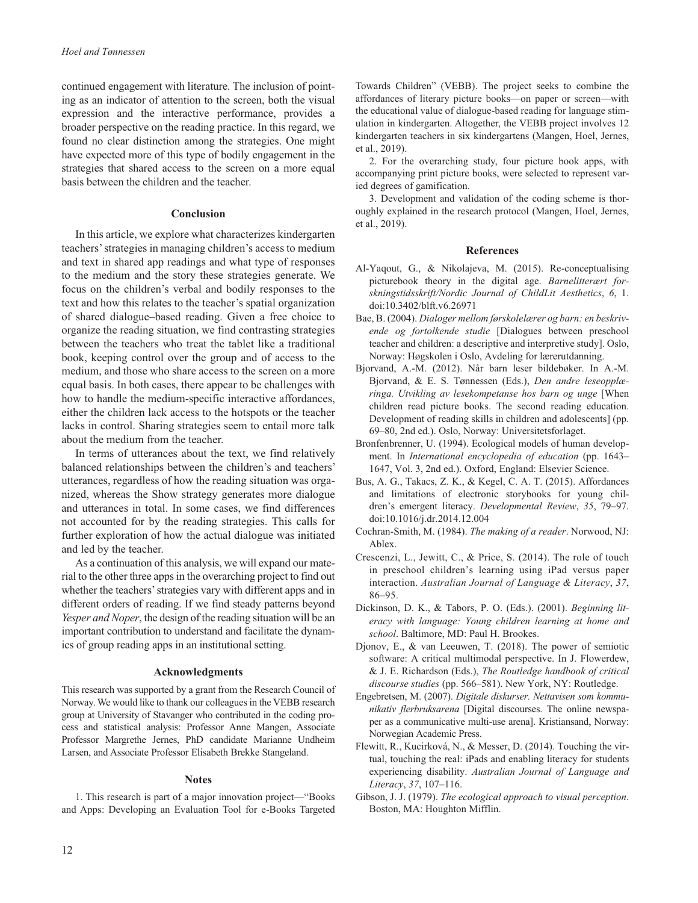continued engagement with literature. The inclusion of pointing as an indicator of attention to the screen, both the visual expression and the interactive performance, provides a broader perspective on the reading practice. In this regard, we found no clear distinction among the strategies. One might have expected more of this type of bodily engagement in the strategies that shared access to the screen on a more equal basis between the children and the teacher.

## Conclusion

In this article, we explore what characterizes kindergarten teachers' strategies in managing children's access to medium and text in shared app readings and what type of responses to the medium and the story these strategies generate. We focus on the children's verbal and bodily responses to the text and how this relates to the teacher's spatial organization of shared dialogue–based reading. Given a free choice to organize the reading situation, we find contrasting strategies between the teachers who treat the tablet like a traditional book, keeping control over the group and of access to the medium, and those who share access to the screen on a more equal basis. In both cases, there appear to be challenges with how to handle the medium-specific interactive affordances, either the children lack access to the hotspots or the teacher lacks in control. Sharing strategies seem to entail more talk about the medium from the teacher.

In terms of utterances about the text, we find relatively balanced relationships between the children's and teachers' utterances, regardless of how the reading situation was organized, whereas the Show strategy generates more dialogue and utterances in total. In some cases, we find differences not accounted for by the reading strategies. This calls for further exploration of how the actual dialogue was initiated and led by the teacher.

As a continuation of this analysis, we will expand our material to the other three apps in the overarching project to find out whether the teachers' strategies vary with different apps and in different orders of reading. If we find steady patterns beyond *Yesper and Noper*, the design of the reading situation will be an important contribution to understand and facilitate the dynamics of group reading apps in an institutional setting.

## Acknowledgments

This research was supported by a grant from the Research Council of Norway. We would like to thank our colleagues in the VEBB research group at University of Stavanger who contributed in the coding process and statistical analysis: Professor Anne Mangen, Associate Professor Margrethe Jernes, PhD candidate Marianne Undheim Larsen, and Associate Professor Elisabeth Brekke Stangeland.

## Notes

1. This research is part of a major innovation project—"Books and Apps: Developing an Evaluation Tool for e-Books Targeted Towards Children" (VEBB). The project seeks to combine the affordances of literary picture books—on paper or screen—with the educational value of dialogue-based reading for language stimulation in kindergarten. Altogether, the VEBB project involves 12 kindergarten teachers in six kindergartens (Mangen, Hoel, Jernes, et al., 2019).

2. For the overarching study, four picture book apps, with accompanying print picture books, were selected to represent varied degrees of gamification.

3. Development and validation of the coding scheme is thoroughly explained in the research protocol (Mangen, Hoel, Jernes, et al., 2019).

## References

Al-Yaqout, G., & Nikolajeva, M. (2015). Re-conceptualising picturebook theory in the digital age. *Barnelitterært forskningstidsskrift/Nordic Journal of ChildLit Aesthetics*, *6*, 1. doi:10.3402/blft.v6.26971

Bae, B. (2004). *Dialoger mellom førskolelærer og barn: en beskrivende og fortolkende studie* [Dialogues between preschool teacher and children: a descriptive and interpretive study]. Oslo, Norway: Høgskolen i Oslo, Avdeling for lærerutdanning.

Bjorvand, A.-M. (2012). Når barn leser bildebøker. In A.-M. Bjorvand, & E. S. Tønnessen (Eds.), *Den andre leseopplæringa. Utvikling av lesekompetanse hos barn og unge* [When children read picture books. The second reading education. Development of reading skills in children and adolescents] (pp. 69–80, 2nd ed.). Oslo, Norway: Universitetsforlaget.

Bronfenbrenner, U. (1994). Ecological models of human development. In *International encyclopedia of education* (pp. 1643–1647, Vol. 3, 2nd ed.). Oxford, England: Elsevier Science.

Bus, A. G., Takacs, Z. K., & Kegel, C. A. T. (2015). Affordances and limitations of electronic storybooks for young children's emergent literacy. *Developmental Review*, *35*, 79–97. doi:10.1016/j.dr.2014.12.004

Cochran-Smith, M. (1984). *The making of a reader*. Norwood, NJ: Ablex.

Crescenzi, L., Jewitt, C., & Price, S. (2014). The role of touch in preschool children's learning using iPad versus paper interaction. *Australian Journal of Language & Literacy*, *37*, 86–95.

Dickinson, D. K., & Tabors, P. O. (Eds.). (2001). *Beginning literacy with language: Young children learning at home and school*. Baltimore, MD: Paul H. Brookes.

Djonov, E., & van Leeuwen, T. (2018). The power of semiotic software: A critical multimodal perspective. In J. Flowerdew, & J. E. Richardson (Eds.), *The Routledge handbook of critical discourse studies* (pp. 566–581). New York, NY: Routledge.

Engebretsen, M. (2007). *Digitale diskurser. Nettavisen som kommunikativ flerbruksarena* [Digital discourses. The online newspaper as a communicative multi-use arena]. Kristiansand, Norway: Norwegian Academic Press.

Flewitt, R., Kucirková, N., & Messer, D. (2014). Touching the virtual, touching the real: iPads and enabling literacy for students experiencing disability. *Australian Journal of Language and Literacy*, *37*, 107–116.

Gibson, J. J. (1979). *The ecological approach to visual perception*. Boston, MA: Houghton Mifflin.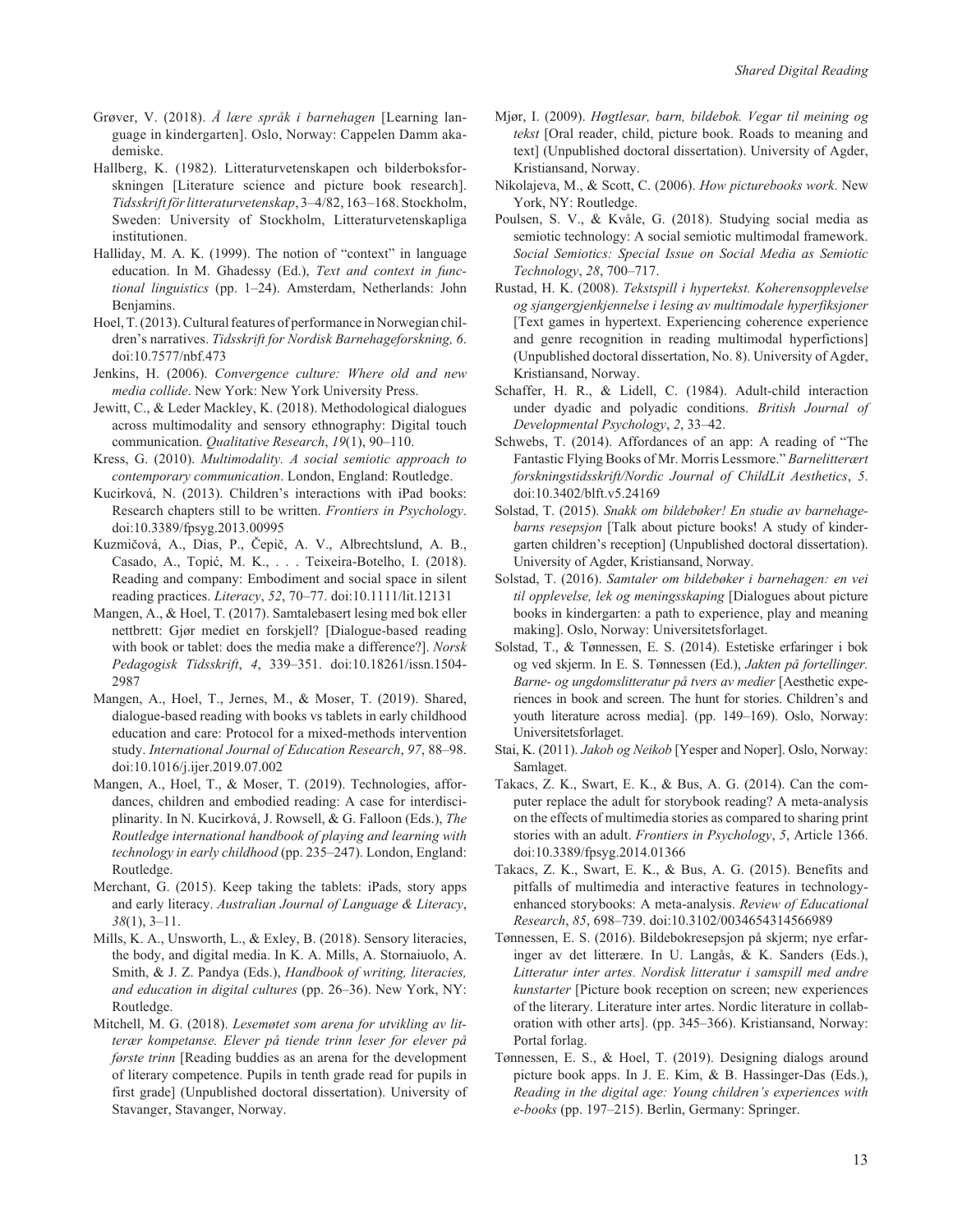Grøver, V. (2018). *Å lære språk i barnehagen* [Learning language in kindergarten]. Oslo, Norway: Cappelen Damm akademiske.

Hallberg, K. (1982). Litteraturvetenskapen och bilderboksforskningen [Literature science and picture book research]. *Tidsskrift för litteraturvetenskap*, 3–4/82, 163–168. Stockholm, Sweden: University of Stockholm, Litteraturvetenskapliga institutionen.

Halliday, M. A. K. (1999). The notion of "context" in language education. In M. Ghadessy (Ed.), *Text and context in functional linguistics* (pp. 1–24). Amsterdam, Netherlands: John Benjamins.

Hoel, T. (2013). Cultural features of performance in Norwegian children's narratives. *Tidsskrift for Nordisk Barnehageforskning, 6*. doi:10.7577/nbf.473

Jenkins, H. (2006). *Convergence culture: Where old and new media collide*. New York: New York University Press.

Jewitt, C., & Leder Mackley, K. (2018). Methodological dialogues across multimodality and sensory ethnography: Digital touch communication. *Qualitative Research*, *19*(1), 90–110.

Kress, G. (2010). *Multimodality. A social semiotic approach to contemporary communication*. London, England: Routledge.

Kucirková, N. (2013). Children's interactions with iPad books: Research chapters still to be written. *Frontiers in Psychology*. doi:10.3389/fpsyg.2013.00995

Kuzmičová, A., Dias, P., Čepič, A. V., Albrechtslund, A. B., Casado, A., Topić, M. K., . . . Teixeira-Botelho, I. (2018). Reading and company: Embodiment and social space in silent reading practices. *Literacy*, *52*, 70–77. doi:10.1111/lit.12131

Mangen, A., & Hoel, T. (2017). Samtalebasert lesing med bok eller nettbrett: Gjør mediet en forskjell? [Dialogue-based reading with book or tablet: does the media make a difference?]. *Norsk Pedagogisk Tidsskrift*, *4*, 339–351. doi:10.18261/issn.1504-2987

Mangen, A., Hoel, T., Jernes, M., & Moser, T. (2019). Shared, dialogue-based reading with books vs tablets in early childhood education and care: Protocol for a mixed-methods intervention study. *International Journal of Education Research*, *97*, 88–98. doi:10.1016/j.ijer.2019.07.002

Mangen, A., Hoel, T., & Moser, T. (2019). Technologies, affordances, children and embodied reading: A case for interdisciplinarity. In N. Kucirková, J. Rowsell, & G. Falloon (Eds.), *The Routledge international handbook of playing and learning with technology in early childhood* (pp. 235–247). London, England: Routledge.

Merchant, G. (2015). Keep taking the tablets: iPads, story apps and early literacy. *Australian Journal of Language & Literacy*, *38*(1), 3–11.

Mills, K. A., Unsworth, L., & Exley, B. (2018). Sensory literacies, the body, and digital media. In K. A. Mills, A. Stornaiuolo, A. Smith, & J. Z. Pandya (Eds.), *Handbook of writing, literacies, and education in digital cultures* (pp. 26–36). New York, NY: Routledge.

Mitchell, M. G. (2018). *Lesemøtet som arena for utvikling av litterær kompetanse. Elever på tiende trinn leser for elever på første trinn* [Reading buddies as an arena for the development of literary competence. Pupils in tenth grade read for pupils in first grade] (Unpublished doctoral dissertation). University of Stavanger, Stavanger, Norway.

Mjør, I. (2009). *Høgtlesar, barn, bildebok. Vegar til meining og tekst* [Oral reader, child, picture book. Roads to meaning and text] (Unpublished doctoral dissertation). University of Agder, Kristiansand, Norway.

Nikolajeva, M., & Scott, C. (2006). *How picturebooks work*. New York, NY: Routledge.

Poulsen, S. V., & Kvåle, G. (2018). Studying social media as semiotic technology: A social semiotic multimodal framework. *Social Semiotics: Special Issue on Social Media as Semiotic Technology*, *28*, 700–717.

Rustad, H. K. (2008). *Tekstspill i hypertekst. Koherensopplevelse og sjangergjenkjennelse i lesing av multimodale hyperfiksjoner* [Text games in hypertext. Experiencing coherence experience and genre recognition in reading multimodal hyperfictions] (Unpublished doctoral dissertation, No. 8). University of Agder, Kristiansand, Norway.

Schaffer, H. R., & Lidell, C. (1984). Adult-child interaction under dyadic and polyadic conditions. *British Journal of Developmental Psychology*, *2*, 33–42.

Schwebs, T. (2014). Affordances of an app: A reading of "The Fantastic Flying Books of Mr. Morris Lessmore." *Barnelitterært forskningstidsskrift/Nordic Journal of ChildLit Aesthetics*, *5*. doi:10.3402/blft.v5.24169

Solstad, T. (2015). *Snakk om bildebøker! En studie av barnehagebarns resepsjon* [Talk about picture books! A study of kindergarten children's reception] (Unpublished doctoral dissertation). University of Agder, Kristiansand, Norway.

Solstad, T. (2016). *Samtaler om bildebøker i barnehagen: en vei til opplevelse, lek og meningsskaping* [Dialogues about picture books in kindergarten: a path to experience, play and meaning making]. Oslo, Norway: Universitetsforlaget.

Solstad, T., & Tønnessen, E. S. (2014). Estetiske erfaringer i bok og ved skjerm. In E. S. Tønnessen (Ed.), *Jakten på fortellinger. Barne- og ungdomslitteratur på tvers av medier* [Aesthetic experiences in book and screen. The hunt for stories. Children's and youth literature across media]. (pp. 149–169). Oslo, Norway: Universitetsforlaget.

Stai, K. (2011). *Jakob og Neikob* [Yesper and Noper]. Oslo, Norway: Samlaget.

Takacs, Z. K., Swart, E. K., & Bus, A. G. (2014). Can the computer replace the adult for storybook reading? A meta-analysis on the effects of multimedia stories as compared to sharing print stories with an adult. *Frontiers in Psychology*, *5*, Article 1366. doi:10.3389/fpsyg.2014.01366

Takacs, Z. K., Swart, E. K., & Bus, A. G. (2015). Benefits and pitfalls of multimedia and interactive features in technology-enhanced storybooks: A meta-analysis. *Review of Educational Research*, *85*, 698–739. doi:10.3102/0034654314566989

Tønnessen, E. S. (2016). Bildebokresepsjon på skjerm; nye erfaringer av det litterære. In U. Langås, & K. Sanders (Eds.), *Litteratur inter artes. Nordisk litteratur i samspill med andre kunstarter* [Picture book reception on screen; new experiences of the literary. Literature inter artes. Nordic literature in collaboration with other arts]. (pp. 345–366). Kristiansand, Norway: Portal forlag.

Tønnessen, E. S., & Hoel, T. (2019). Designing dialogs around picture book apps. In J. E. Kim, & B. Hassinger-Das (Eds.), *Reading in the digital age: Young children's experiences with e-books* (pp. 197–215). Berlin, Germany: Springer.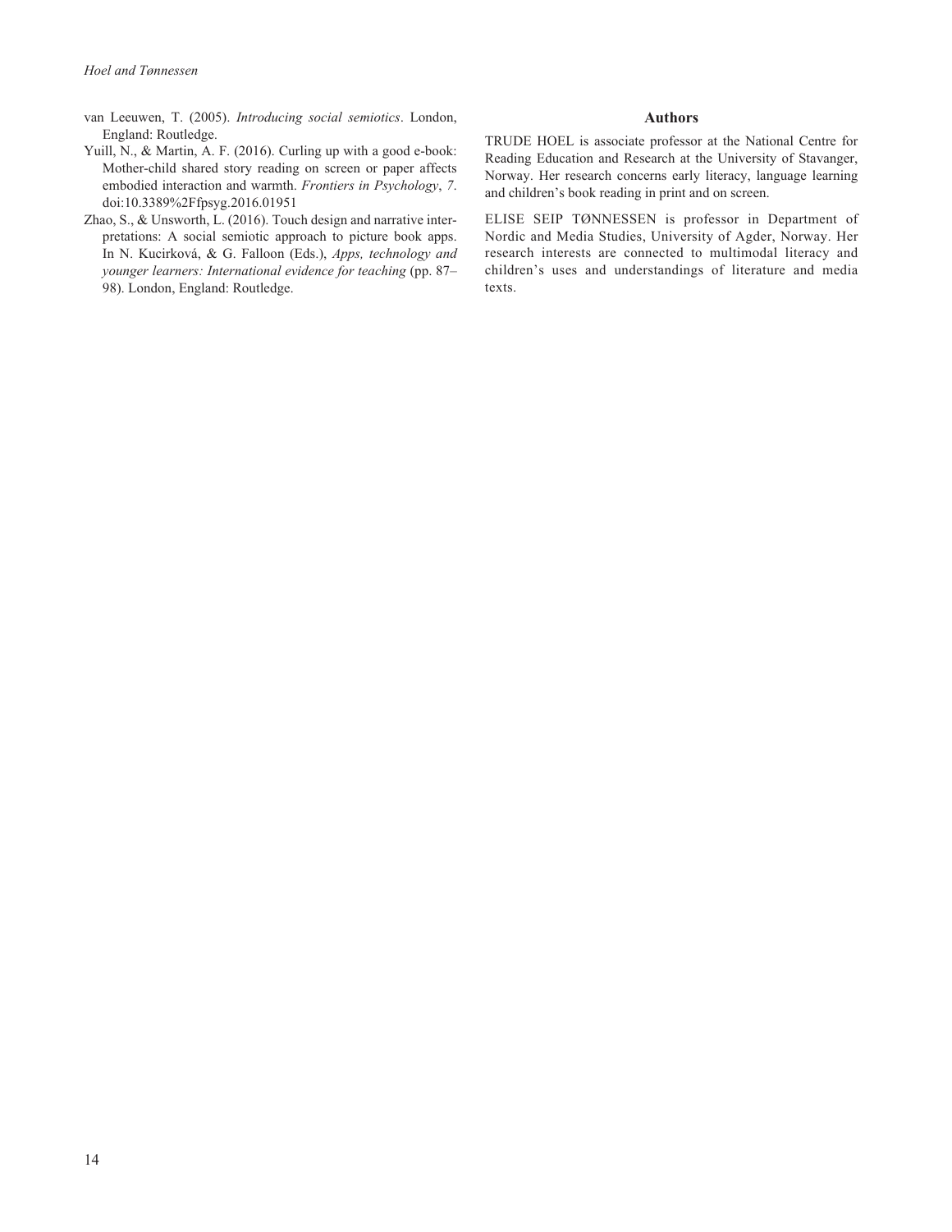van Leeuwen, T. (2005). *Introducing social semiotics*. London, England: Routledge.

Yuill, N., & Martin, A. F. (2016). Curling up with a good e-book: Mother-child shared story reading on screen or paper affects embodied interaction and warmth. *Frontiers in Psychology*, *7*. doi:10.3389%2Ffpsyg.2016.01951

Zhao, S., & Unsworth, L. (2016). Touch design and narrative interpretations: A social semiotic approach to picture book apps. In N. Kucirková, & G. Falloon (Eds.), *Apps, technology and younger learners: International evidence for teaching* (pp. 87–98). London, England: Routledge.

## Authors

TRUDE HOEL is associate professor at the National Centre for Reading Education and Research at the University of Stavanger, Norway. Her research concerns early literacy, language learning and children's book reading in print and on screen.

ELISE SEIP TØNNESSEN is professor in Department of Nordic and Media Studies, University of Agder, Norway. Her research interests are connected to multimodal literacy and children's uses and understandings of literature and media texts.